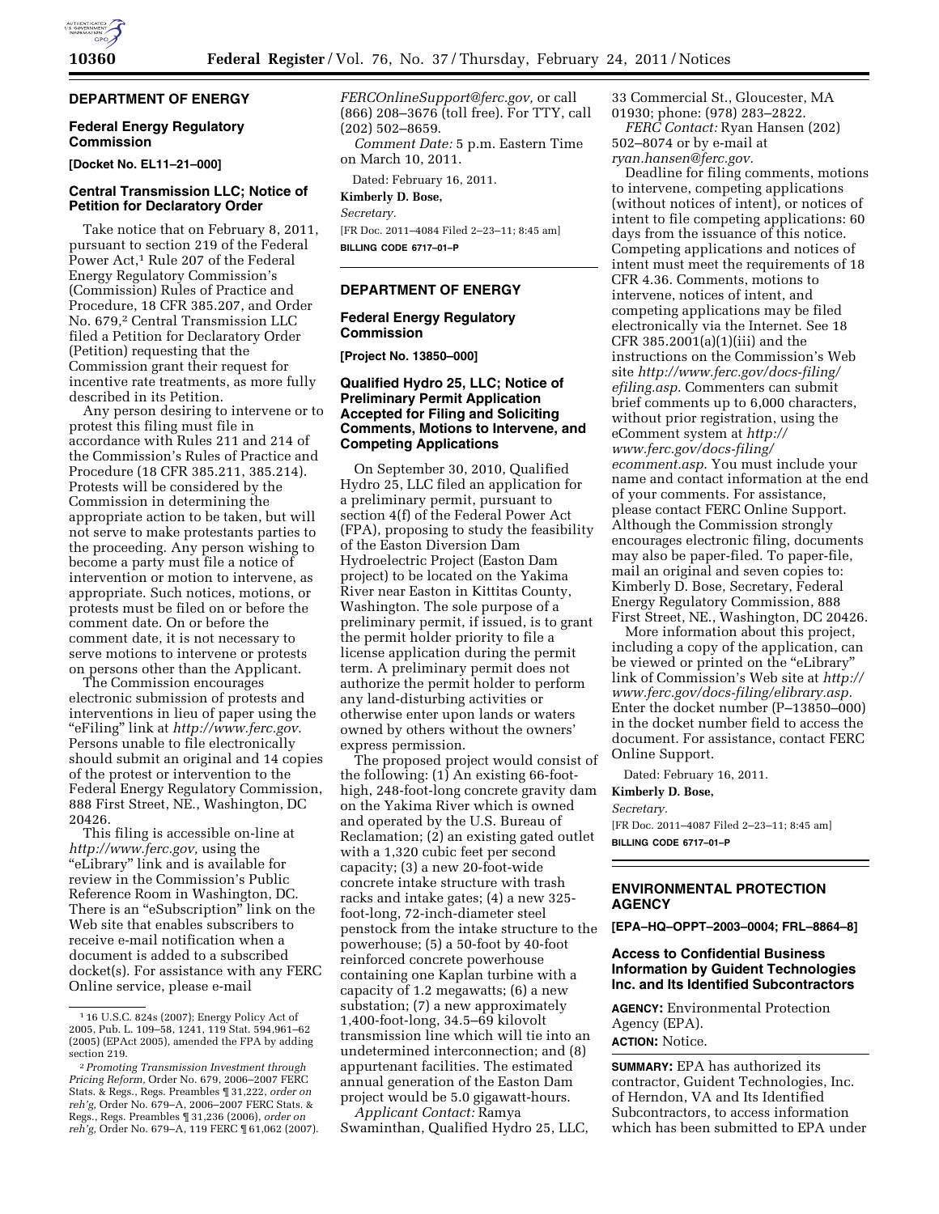## DEPARTMENT OF ENERGY

### Federal Energy Regulatory Commission

**[Docket No. EL11–21–000]**

### Central Transmission LLC; Notice of Petition for Declaratory Order

Take notice that on February 8, 2011, pursuant to section 219 of the Federal Power Act,[1] Rule 207 of the Federal Energy Regulatory Commission's (Commission) Rules of Practice and Procedure, 18 CFR 385.207, and Order No. 679,[2] Central Transmission LLC filed a Petition for Declaratory Order (Petition) requesting that the Commission grant their request for incentive rate treatments, as more fully described in its Petition.

Any person desiring to intervene or to protest this filing must file in accordance with Rules 211 and 214 of the Commission's Rules of Practice and Procedure (18 CFR 385.211, 385.214). Protests will be considered by the Commission in determining the appropriate action to be taken, but will not serve to make protestants parties to the proceeding. Any person wishing to become a party must file a notice of intervention or motion to intervene, as appropriate. Such notices, motions, or protests must be filed on or before the comment date. On or before the comment date, it is not necessary to serve motions to intervene or protests on persons other than the Applicant.

The Commission encourages electronic submission of protests and interventions in lieu of paper using the "eFiling" link at *http://www.ferc.gov.* Persons unable to file electronically should submit an original and 14 copies of the protest or intervention to the Federal Energy Regulatory Commission, 888 First Street, NE., Washington, DC 20426.

This filing is accessible on-line at *http://www.ferc.gov,* using the "eLibrary" link and is available for review in the Commission's Public Reference Room in Washington, DC. There is an "eSubscription" link on the Web site that enables subscribers to receive e-mail notification when a document is added to a subscribed docket(s). For assistance with any FERC Online service, please e-mail *FERCOnlineSupport@ferc.gov,* or call (866) 208–3676 (toll free). For TTY, call (202) 502–8659.

*Comment Date:* 5 p.m. Eastern Time on March 10, 2011.

Dated: February 16, 2011.

**Kimberly D. Bose,**

*Secretary.*

[FR Doc. 2011–4084 Filed 2–23–11; 8:45 am]

**BILLING CODE 6717–01–P**

---

[1] 16 U.S.C. 824s (2007); Energy Policy Act of 2005, Pub. L. 109–58, 1241, 119 Stat. 594,961–62 (2005) (EPAct 2005), amended the FPA by adding section 219.

[2] *Promoting Transmission Investment through Pricing Reform,* Order No. 679, 2006–2007 FERC Stats. & Regs., Regs. Preambles ¶ 31,222, *order on reh'g,* Order No. 679–A, 2006–2007 FERC Stats. & Regs., Regs. Preambles ¶ 31,236 (2006), *order on reh'g,* Order No. 679–A, 119 FERC ¶ 61,062 (2007).

---

## DEPARTMENT OF ENERGY

### Federal Energy Regulatory Commission

**[Project No. 13850–000]**

### Qualified Hydro 25, LLC; Notice of Preliminary Permit Application Accepted for Filing and Soliciting Comments, Motions to Intervene, and Competing Applications

On September 30, 2010, Qualified Hydro 25, LLC filed an application for a preliminary permit, pursuant to section 4(f) of the Federal Power Act (FPA), proposing to study the feasibility of the Easton Diversion Dam Hydroelectric Project (Easton Dam project) to be located on the Yakima River near Easton in Kittitas County, Washington. The sole purpose of a preliminary permit, if issued, is to grant the permit holder priority to file a license application during the permit term. A preliminary permit does not authorize the permit holder to perform any land-disturbing activities or otherwise enter upon lands or waters owned by others without the owners' express permission.

The proposed project would consist of the following: (1) An existing 66-foot-high, 248-foot-long concrete gravity dam on the Yakima River which is owned and operated by the U.S. Bureau of Reclamation; (2) an existing gated outlet with a 1,320 cubic feet per second capacity; (3) a new 20-foot-wide concrete intake structure with trash racks and intake gates; (4) a new 325-foot-long, 72-inch-diameter steel penstock from the intake structure to the powerhouse; (5) a 50-foot by 40-foot reinforced concrete powerhouse containing one Kaplan turbine with a capacity of 1.2 megawatts; (6) a new substation; (7) a new approximately 1,400-foot-long, 34.5–69 kilovolt transmission line which will tie into an undetermined interconnection; and (8) appurtenant facilities. The estimated annual generation of the Easton Dam project would be 5.0 gigawatt-hours.

*Applicant Contact:* Ramya Swaminthan, Qualified Hydro 25, LLC, 33 Commercial St., Gloucester, MA 01930; phone: (978) 283–2822.

*FERC Contact:* Ryan Hansen (202) 502–8074 or by e-mail at *ryan.hansen@ferc.gov.*

Deadline for filing comments, motions to intervene, competing applications (without notices of intent), or notices of intent to file competing applications: 60 days from the issuance of this notice. Competing applications and notices of intent must meet the requirements of 18 CFR 4.36. Comments, motions to intervene, notices of intent, and competing applications may be filed electronically via the Internet. See 18 CFR 385.2001(a)(1)(iii) and the instructions on the Commission's Web site *http://www.ferc.gov/docs-filing/efiling.asp.* Commenters can submit brief comments up to 6,000 characters, without prior registration, using the eComment system at *http://www.ferc.gov/docs-filing/ecomment.asp.* You must include your name and contact information at the end of your comments. For assistance, please contact FERC Online Support. Although the Commission strongly encourages electronic filing, documents may also be paper-filed. To paper-file, mail an original and seven copies to: Kimberly D. Bose, Secretary, Federal Energy Regulatory Commission, 888 First Street, NE., Washington, DC 20426.

More information about this project, including a copy of the application, can be viewed or printed on the "eLibrary" link of Commission's Web site at *http://www.ferc.gov/docs-filing/elibrary.asp.* Enter the docket number (P–13850–000) in the docket number field to access the document. For assistance, contact FERC Online Support.

Dated: February 16, 2011.

**Kimberly D. Bose,**

*Secretary.*

[FR Doc. 2011–4087 Filed 2–23–11; 8:45 am]

**BILLING CODE 6717–01–P**

---

## ENVIRONMENTAL PROTECTION AGENCY

**[EPA–HQ–OPPT–2003–0004; FRL–8864–8]**

### Access to Confidential Business Information by Guident Technologies Inc. and Its Identified Subcontractors

**AGENCY:** Environmental Protection Agency (EPA).

**ACTION:** Notice.

**SUMMARY:** EPA has authorized its contractor, Guident Technologies, Inc. of Herndon, VA and Its Identified Subcontractors, to access information which has been submitted to EPA under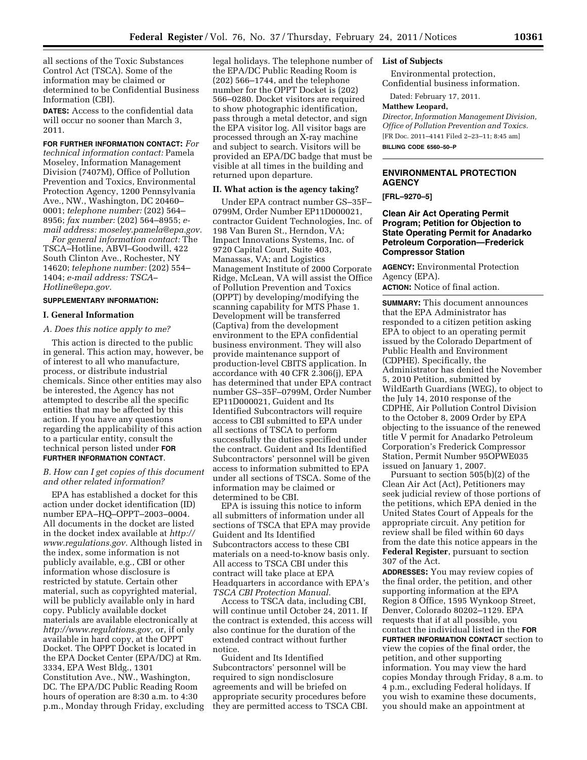all sections of the Toxic Substances Control Act (TSCA). Some of the information may be claimed or determined to be Confidential Business Information (CBI).

**DATES:** Access to the confidential data will occur no sooner than March 3, 2011.

**FOR FURTHER INFORMATION CONTACT:** *For technical information contact:* Pamela Moseley, Information Management Division (7407M), Office of Pollution Prevention and Toxics, Environmental Protection Agency, 1200 Pennsylvania Ave., NW., Washington, DC 20460–0001; *telephone number:* (202) 564–8956; *fax number:* (202) 564–8955; *e-mail address: moseley.pamela@epa.gov.*

*For general information contact:* The TSCA–Hotline, ABVI–Goodwill, 422 South Clinton Ave., Rochester, NY 14620; *telephone number:* (202) 554–1404; *e-mail address: TSCA–Hotline@epa.gov.*

**SUPPLEMENTARY INFORMATION:**

## I. General Information

### *A. Does this notice apply to me?*

This action is directed to the public in general. This action may, however, be of interest to all who manufacture, process, or distribute industrial chemicals. Since other entities may also be interested, the Agency has not attempted to describe all the specific entities that may be affected by this action. If you have any questions regarding the applicability of this action to a particular entity, consult the technical person listed under **FOR FURTHER INFORMATION CONTACT**.

### *B. How can I get copies of this document and other related information?*

EPA has established a docket for this action under docket identification (ID) number EPA–HQ–OPPT–2003–0004. All documents in the docket are listed in the docket index available at *http://www.regulations.gov.* Although listed in the index, some information is not publicly available, e.g., CBI or other information whose disclosure is restricted by statute. Certain other material, such as copyrighted material, will be publicly available only in hard copy. Publicly available docket materials are available electronically at *http://www.regulations.gov,* or, if only available in hard copy, at the OPPT Docket. The OPPT Docket is located in the EPA Docket Center (EPA/DC) at Rm. 3334, EPA West Bldg., 1301 Constitution Ave., NW., Washington, DC. The EPA/DC Public Reading Room hours of operation are 8:30 a.m. to 4:30 p.m., Monday through Friday, excluding legal holidays. The telephone number of the EPA/DC Public Reading Room is (202) 566–1744, and the telephone number for the OPPT Docket is (202) 566–0280. Docket visitors are required to show photographic identification, pass through a metal detector, and sign the EPA visitor log. All visitor bags are processed through an X-ray machine and subject to search. Visitors will be provided an EPA/DC badge that must be visible at all times in the building and returned upon departure.

## II. What action is the agency taking?

Under EPA contract number GS–35F–0799M, Order Number EP11D000021, contractor Guident Technologies, Inc. of 198 Van Buren St., Herndon, VA; Impact Innovations Systems, Inc. of 9720 Capital Court, Suite 403, Manassas, VA; and Logistics Management Institute of 2000 Corporate Ridge, McLean, VA will assist the Office of Pollution Prevention and Toxics (OPPT) by developing/modifying the scanning capability for MTS Phase 1. Development will be transferred (Captiva) from the development environment to the EPA confidential business environment. They will also provide maintenance support of production-level CBITS application. In accordance with 40 CFR 2.306(j), EPA has determined that under EPA contract number GS–35F–0799M, Order Number EP11D000021, Guident and Its Identified Subcontractors will require access to CBI submitted to EPA under all sections of TSCA to perform successfully the duties specified under the contract. Guident and Its Identified Subcontractors' personnel will be given access to information submitted to EPA under all sections of TSCA. Some of the information may be claimed or determined to be CBI.

EPA is issuing this notice to inform all submitters of information under all sections of TSCA that EPA may provide Guident and Its Identified Subcontractors access to these CBI materials on a need-to-know basis only. All access to TSCA CBI under this contract will take place at EPA Headquarters in accordance with EPA's *TSCA CBI Protection Manual.*

Access to TSCA data, including CBI, will continue until October 24, 2011. If the contract is extended, this access will also continue for the duration of the extended contract without further notice.

Guident and Its Identified Subcontractors' personnel will be required to sign nondisclosure agreements and will be briefed on appropriate security procedures before they are permitted access to TSCA CBI.

### List of Subjects

Environmental protection, Confidential business information.

Dated: February 17, 2011.

**Matthew Leopard,**

*Director, Information Management Division, Office of Pollution Prevention and Toxics.*

[FR Doc. 2011–4141 Filed 2–23–11; 8:45 am]

**BILLING CODE 6560–50–P**

---

# ENVIRONMENTAL PROTECTION AGENCY

**[FRL–9270–5]**

## Clean Air Act Operating Permit Program; Petition for Objection to State Operating Permit for Anadarko Petroleum Corporation—Frederick Compressor Station

**AGENCY:** Environmental Protection Agency (EPA).

**ACTION:** Notice of final action.

**SUMMARY:** This document announces that the EPA Administrator has responded to a citizen petition asking EPA to object to an operating permit issued by the Colorado Department of Public Health and Environment (CDPHE). Specifically, the Administrator has denied the November 5, 2010 Petition, submitted by WildEarth Guardians (WEG), to object to the July 14, 2010 response of the CDPHE, Air Pollution Control Division to the October 8, 2009 Order by EPA objecting to the issuance of the renewed title V permit for Anadarko Petroleum Corporation's Frederick Compressor Station, Permit Number 95OPWE035 issued on January 1, 2007.

Pursuant to section 505(b)(2) of the Clean Air Act (Act), Petitioners may seek judicial review of those portions of the petitions, which EPA denied in the United States Court of Appeals for the appropriate circuit. Any petition for review shall be filed within 60 days from the date this notice appears in the **Federal Register**, pursuant to section 307 of the Act.

**ADDRESSES:** You may review copies of the final order, the petition, and other supporting information at the EPA Region 8 Office, 1595 Wynkoop Street, Denver, Colorado 80202–1129. EPA requests that if at all possible, you contact the individual listed in the **FOR FURTHER INFORMATION CONTACT** section to view the copies of the final order, the petition, and other supporting information. You may view the hard copies Monday through Friday, 8 a.m. to 4 p.m., excluding Federal holidays. If you wish to examine these documents, you should make an appointment at